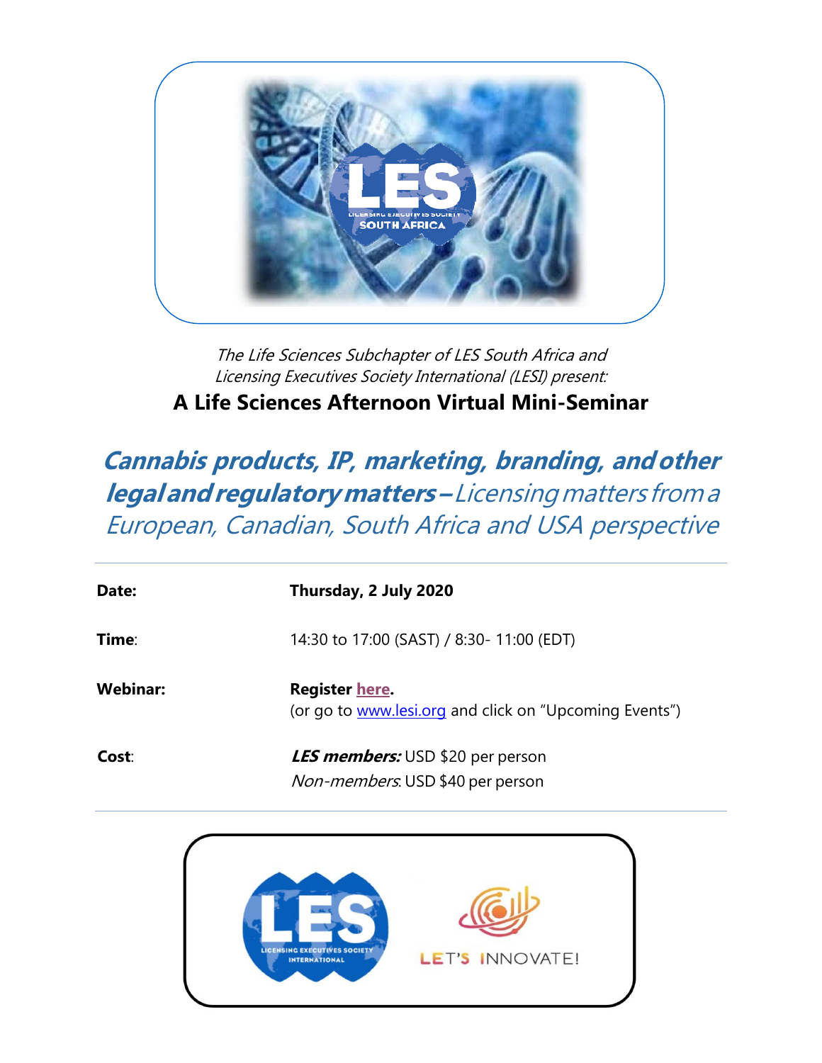*The Life Sciences Subchapter of LES South Africa and Licensing Executives Society International (LESI) present:*

## A Life Sciences Afternoon Virtual Mini-Seminar

# ***Cannabis products, IP, marketing, branding, and other legal and regulatory matters –*** *Licensing matters from a European, Canadian, South Africa and USA perspective*

| | |
|---|---|
| **Date:** | **Thursday, 2 July 2020** |
| **Time**: | 14:30 to 17:00 (SAST) / 8:30- 11:00 (EDT) |
| **Webinar:** | **Register here.** (or go to www.lesi.org and click on "Upcoming Events") |
| **Cost**: | ***LES members:*** USD $20 per person <br> *Non-members*: USD $40 per person |

LES LICENSING EXECUTIVES SOCIETY INTERNATIONAL

LET'S INNOVATE!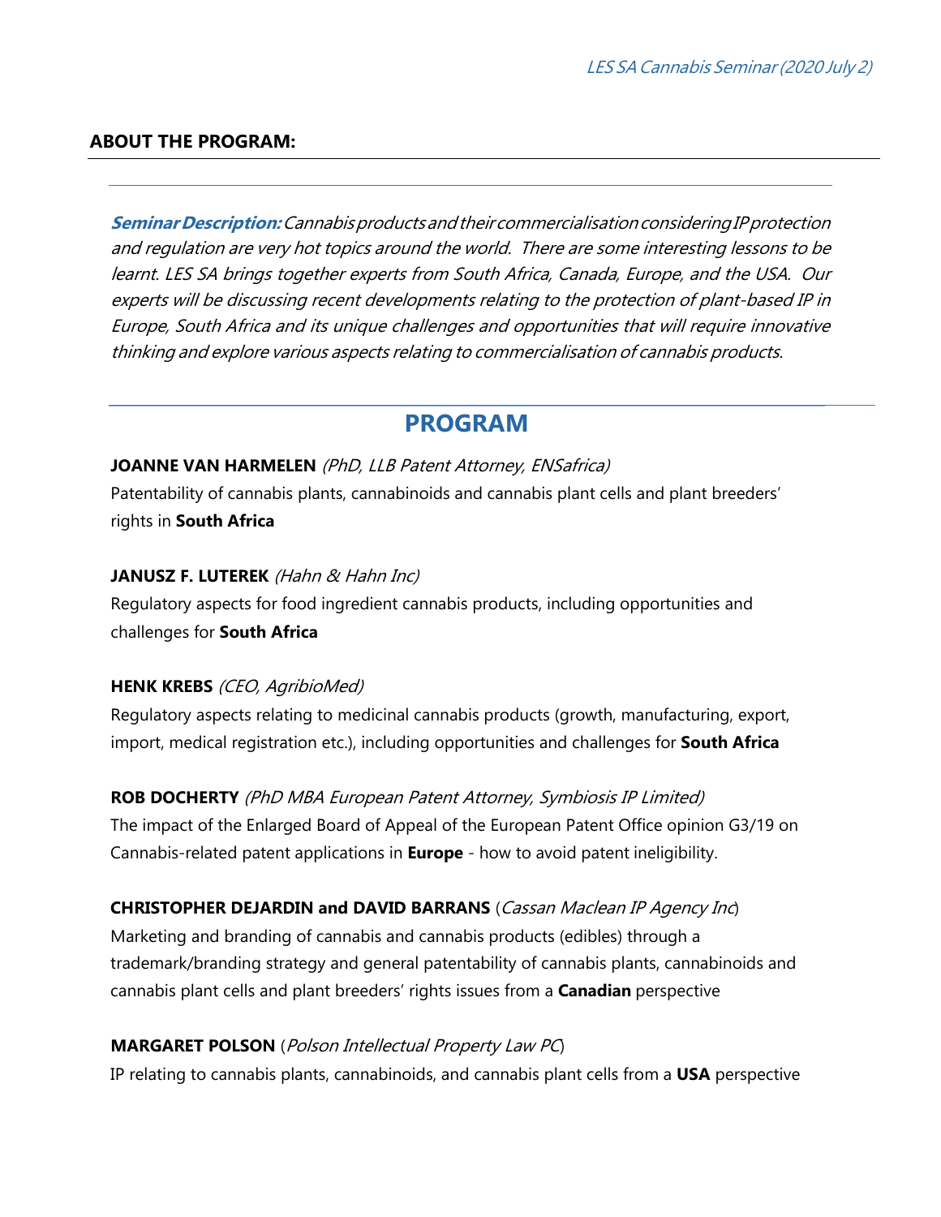## ABOUT THE PROGRAM:

***Seminar Description:*** *Cannabis products and their commercialisation considering IP protection and regulation are very hot topics around the world. There are some interesting lessons to be learnt. LES SA brings together experts from South Africa, Canada, Europe, and the USA. Our experts will be discussing recent developments relating to the protection of plant-based IP in Europe, South Africa and its unique challenges and opportunities that will require innovative thinking and explore various aspects relating to commercialisation of cannabis products.*

## PROGRAM

**JOANNE VAN HARMELEN** *(PhD, LLB Patent Attorney, ENSafrica)*
Patentability of cannabis plants, cannabinoids and cannabis plant cells and plant breeders' rights in **South Africa**

**JANUSZ F. LUTEREK** *(Hahn & Hahn Inc)*
Regulatory aspects for food ingredient cannabis products, including opportunities and challenges for **South Africa**

**HENK KREBS** *(CEO, AgribioMed)*
Regulatory aspects relating to medicinal cannabis products (growth, manufacturing, export, import, medical registration etc.), including opportunities and challenges for **South Africa**

**ROB DOCHERTY** *(PhD MBA European Patent Attorney, Symbiosis IP Limited)*
The impact of the Enlarged Board of Appeal of the European Patent Office opinion G3/19 on Cannabis-related patent applications in **Europe** - how to avoid patent ineligibility.

**CHRISTOPHER DEJARDIN and DAVID BARRANS** (*Cassan Maclean IP Agency Inc*)
Marketing and branding of cannabis and cannabis products (edibles) through a trademark/branding strategy and general patentability of cannabis plants, cannabinoids and cannabis plant cells and plant breeders' rights issues from a **Canadian** perspective

**MARGARET POLSON** (*Polson Intellectual Property Law PC*)
IP relating to cannabis plants, cannabinoids, and cannabis plant cells from a **USA** perspective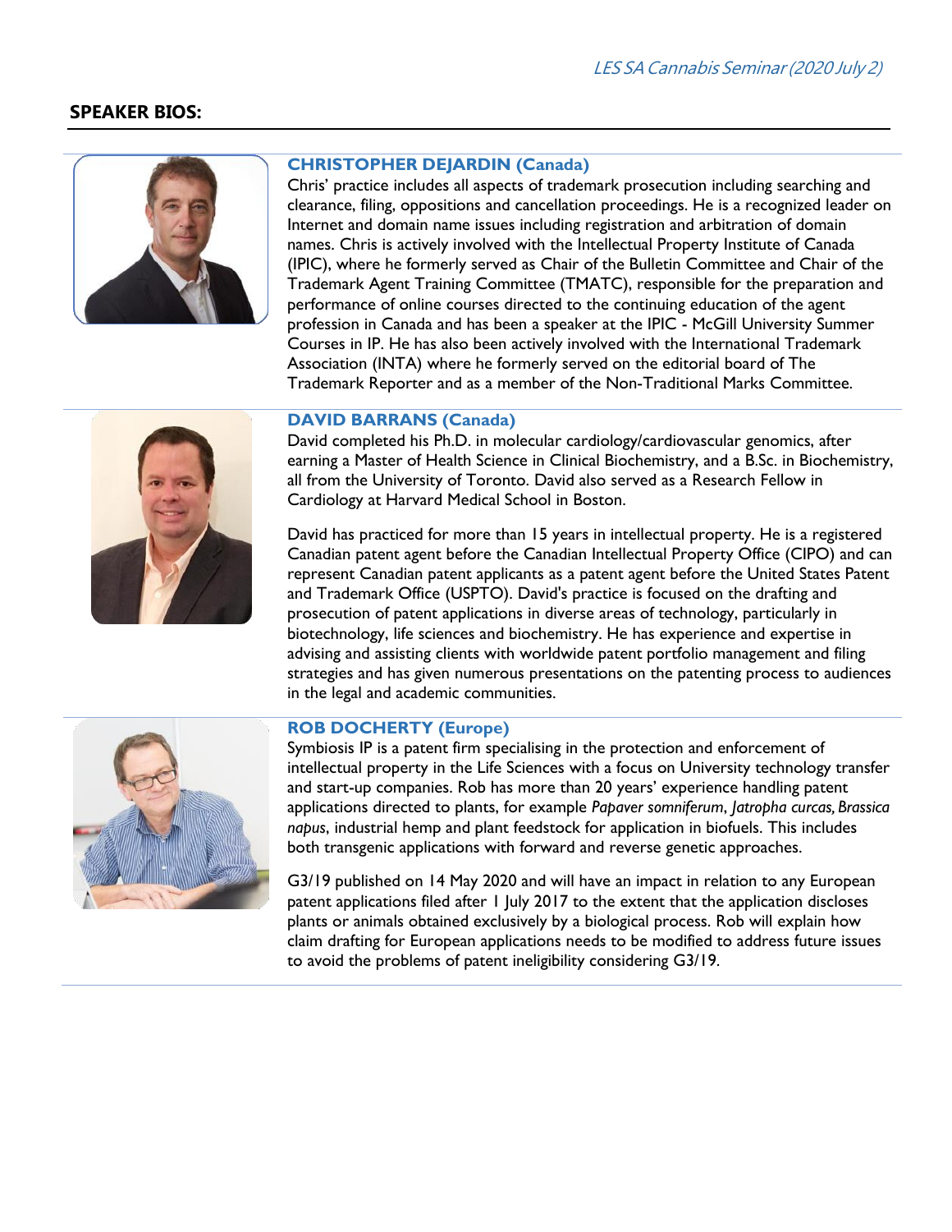## SPEAKER BIOS:

### CHRISTOPHER DEJARDIN (Canada)

Chris' practice includes all aspects of trademark prosecution including searching and clearance, filing, oppositions and cancellation proceedings. He is a recognized leader on Internet and domain name issues including registration and arbitration of domain names. Chris is actively involved with the Intellectual Property Institute of Canada (IPIC), where he formerly served as Chair of the Bulletin Committee and Chair of the Trademark Agent Training Committee (TMATC), responsible for the preparation and performance of online courses directed to the continuing education of the agent profession in Canada and has been a speaker at the IPIC - McGill University Summer Courses in IP. He has also been actively involved with the International Trademark Association (INTA) where he formerly served on the editorial board of The Trademark Reporter and as a member of the Non-Traditional Marks Committee.

### DAVID BARRANS (Canada)

David completed his Ph.D. in molecular cardiology/cardiovascular genomics, after earning a Master of Health Science in Clinical Biochemistry, and a B.Sc. in Biochemistry, all from the University of Toronto. David also served as a Research Fellow in Cardiology at Harvard Medical School in Boston.

David has practiced for more than 15 years in intellectual property. He is a registered Canadian patent agent before the Canadian Intellectual Property Office (CIPO) and can represent Canadian patent applicants as a patent agent before the United States Patent and Trademark Office (USPTO). David's practice is focused on the drafting and prosecution of patent applications in diverse areas of technology, particularly in biotechnology, life sciences and biochemistry. He has experience and expertise in advising and assisting clients with worldwide patent portfolio management and filing strategies and has given numerous presentations on the patenting process to audiences in the legal and academic communities.

### ROB DOCHERTY (Europe)

Symbiosis IP is a patent firm specialising in the protection and enforcement of intellectual property in the Life Sciences with a focus on University technology transfer and start-up companies. Rob has more than 20 years' experience handling patent applications directed to plants, for example *Papaver somniferum*, *Jatropha curcas, Brassica napus*, industrial hemp and plant feedstock for application in biofuels. This includes both transgenic applications with forward and reverse genetic approaches.

G3/19 published on 14 May 2020 and will have an impact in relation to any European patent applications filed after 1 July 2017 to the extent that the application discloses plants or animals obtained exclusively by a biological process. Rob will explain how claim drafting for European applications needs to be modified to address future issues to avoid the problems of patent ineligibility considering G3/19.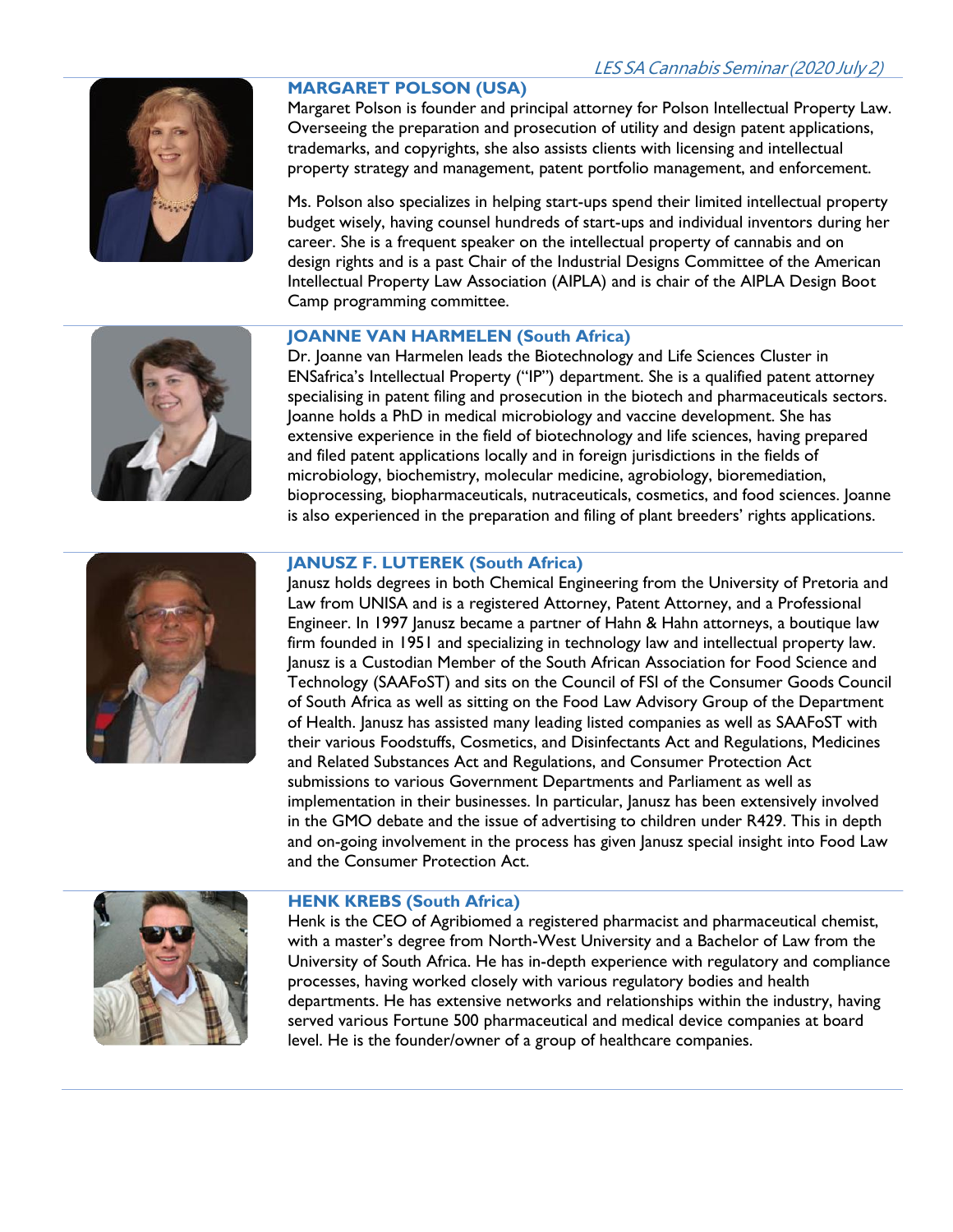### MARGARET POLSON (USA)

Margaret Polson is founder and principal attorney for Polson Intellectual Property Law. Overseeing the preparation and prosecution of utility and design patent applications, trademarks, and copyrights, she also assists clients with licensing and intellectual property strategy and management, patent portfolio management, and enforcement.

Ms. Polson also specializes in helping start-ups spend their limited intellectual property budget wisely, having counsel hundreds of start-ups and individual inventors during her career. She is a frequent speaker on the intellectual property of cannabis and on design rights and is a past Chair of the Industrial Designs Committee of the American Intellectual Property Law Association (AIPLA) and is chair of the AIPLA Design Boot Camp programming committee.

### JOANNE VAN HARMELEN (South Africa)

Dr. Joanne van Harmelen leads the Biotechnology and Life Sciences Cluster in ENSafrica's Intellectual Property ("IP") department. She is a qualified patent attorney specialising in patent filing and prosecution in the biotech and pharmaceuticals sectors. Joanne holds a PhD in medical microbiology and vaccine development. She has extensive experience in the field of biotechnology and life sciences, having prepared and filed patent applications locally and in foreign jurisdictions in the fields of microbiology, biochemistry, molecular medicine, agrobiology, bioremediation, bioprocessing, biopharmaceuticals, nutraceuticals, cosmetics, and food sciences. Joanne is also experienced in the preparation and filing of plant breeders' rights applications.

### JANUSZ F. LUTEREK (South Africa)

Janusz holds degrees in both Chemical Engineering from the University of Pretoria and Law from UNISA and is a registered Attorney, Patent Attorney, and a Professional Engineer. In 1997 Janusz became a partner of Hahn & Hahn attorneys, a boutique law firm founded in 1951 and specializing in technology law and intellectual property law. Janusz is a Custodian Member of the South African Association for Food Science and Technology (SAAFoST) and sits on the Council of FSI of the Consumer Goods Council of South Africa as well as sitting on the Food Law Advisory Group of the Department of Health. Janusz has assisted many leading listed companies as well as SAAFoST with their various Foodstuffs, Cosmetics, and Disinfectants Act and Regulations, Medicines and Related Substances Act and Regulations, and Consumer Protection Act submissions to various Government Departments and Parliament as well as implementation in their businesses. In particular, Janusz has been extensively involved in the GMO debate and the issue of advertising to children under R429. This in depth and on-going involvement in the process has given Janusz special insight into Food Law and the Consumer Protection Act.

### HENK KREBS (South Africa)

Henk is the CEO of Agribiomed a registered pharmacist and pharmaceutical chemist, with a master's degree from North-West University and a Bachelor of Law from the University of South Africa. He has in-depth experience with regulatory and compliance processes, having worked closely with various regulatory bodies and health departments. He has extensive networks and relationships within the industry, having served various Fortune 500 pharmaceutical and medical device companies at board level. He is the founder/owner of a group of healthcare companies.